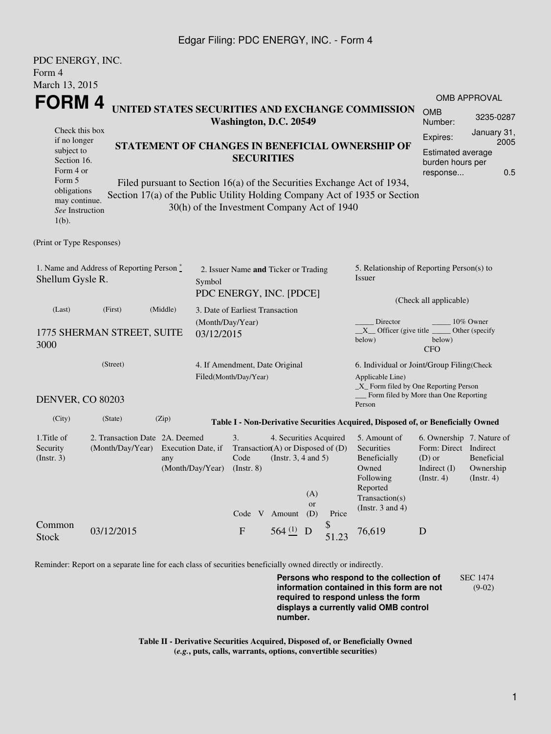PDC ENERGY, INC.
Form 4
March 13, 2015

# FORM 4

## UNITED STATES SECURITIES AND EXCHANGE COMMISSION
**Washington, D.C. 20549**

| OMB APPROVAL | |
|---|---|
| OMB Number: | 3235-0287 |
| Expires: | January 31, 2005 |
| Estimated average burden hours per response... | 0.5 |

Check this box if no longer subject to Section 16. Form 4 or Form 5 obligations may continue. *See* Instruction 1(b).

## STATEMENT OF CHANGES IN BENEFICIAL OWNERSHIP OF SECURITIES

Filed pursuant to Section 16(a) of the Securities Exchange Act of 1934, Section 17(a) of the Public Utility Holding Company Act of 1935 or Section 30(h) of the Investment Company Act of 1940

(Print or Type Responses)

1. Name and Address of Reporting Person *
Shellum Gysle R.

(Last) (First) (Middle)

1775 SHERMAN STREET, SUITE 3000

(Street)

DENVER, CO 80203

(City) (State) (Zip)

2. Issuer Name **and** Ticker or Trading Symbol
PDC ENERGY, INC. [PDCE]

3. Date of Earliest Transaction (Month/Day/Year)
03/12/2015

4. If Amendment, Date Original Filed(Month/Day/Year)

5. Relationship of Reporting Person(s) to Issuer

(Check all applicable)

_____ Director _____ 10% Owner
__X__ Officer (give title below) _____ Other (specify below)
CFO

6. Individual or Joint/Group Filing(Check Applicable Line)
_X_ Form filed by One Reporting Person
___ Form filed by More than One Reporting Person

**Table I - Non-Derivative Securities Acquired, Disposed of, or Beneficially Owned**

| 1.Title of Security (Instr. 3) | 2. Transaction Date (Month/Day/Year) | 2A. Deemed Execution Date, if any (Month/Day/Year) | 3. Transaction Code (Instr. 8) | | 4. Securities Acquired (A) or Disposed of (D) (Instr. 3, 4 and 5) | | | 5. Amount of Securities Beneficially Owned Following Reported Transaction(s) (Instr. 3 and 4) | 6. Ownership Form: Direct (D) or Indirect (I) (Instr. 4) | 7. Nature of Indirect Beneficial Ownership (Instr. 4) |
|---|---|---|---|---|---|---|---|---|---|---|
| | | | Code | V | Amount | (A) or (D) | Price | | | |
| Common Stock | 03/12/2015 | | F | | 564 (1) | D | $ 51.23 | 76,619 | D | |

Reminder: Report on a separate line for each class of securities beneficially owned directly or indirectly.

**Persons who respond to the collection of information contained in this form are not required to respond unless the form displays a currently valid OMB control number.**

SEC 1474 (9-02)

**Table II - Derivative Securities Acquired, Disposed of, or Beneficially Owned**
**(*e.g.*, puts, calls, warrants, options, convertible securities)**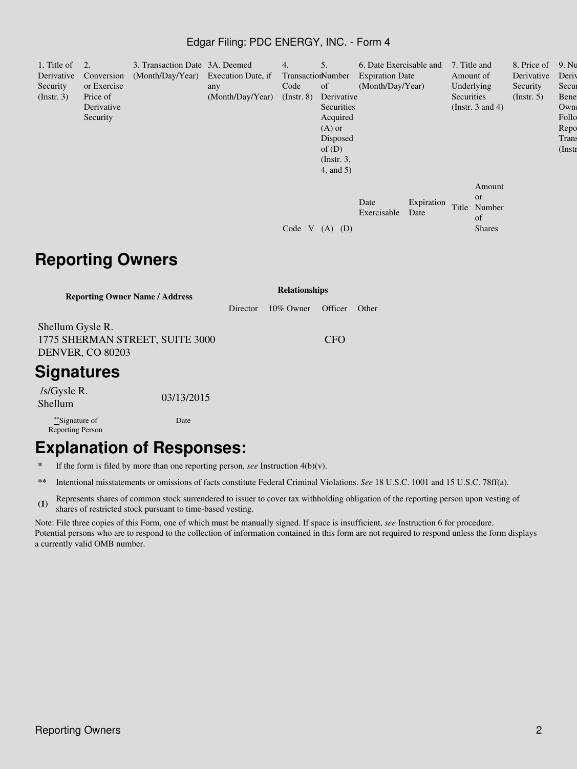| 1. Title of Derivative Security (Instr. 3) | 2. Conversion or Exercise Price of Derivative Security | 3. Transaction Date (Month/Day/Year) | 3A. Deemed Execution Date, if any (Month/Day/Year) | 4. Transaction Code (Instr. 8) | | 5. Number of Derivative Securities Acquired (A) or Disposed of (D) (Instr. 3, 4, and 5) | | 6. Date Exercisable and Expiration Date (Month/Day/Year) | | 7. Title and Amount of Underlying Securities (Instr. 3 and 4) | | 8. Price of Derivative Security (Instr. 5) | 9. Nu Deriv Secur Bene Owne Follo Repo Trans (Instr |
|---|---|---|---|---|---|---|---|---|---|---|---|---|---|
| | | | | Code | V | (A) | (D) | Date Exercisable | Expiration Date | Title | Amount or Number of Shares | | |

## Reporting Owners

| Reporting Owner Name / Address | Relationships | | | |
|---|---|---|---|---|
| | Director | 10% Owner | Officer | Other |
| Shellum Gysle R.<br>1775 SHERMAN STREET, SUITE 3000<br>DENVER, CO 80203 | | | CFO | |

## Signatures

| | |
|---|---|
| /s/Gysle R. Shellum | 03/13/2015 |
| **Signature of Reporting Person | Date |

## Explanation of Responses:

\* If the form is filed by more than one reporting person, *see* Instruction 4(b)(v).

** Intentional misstatements or omissions of facts constitute Federal Criminal Violations. *See* 18 U.S.C. 1001 and 15 U.S.C. 78ff(a).

**(1)** Represents shares of common stock surrendered to issuer to cover tax withholding obligation of the reporting person upon vesting of shares of restricted stock pursuant to time-based vesting.

Note: File three copies of this Form, one of which must be manually signed. If space is insufficient, *see* Instruction 6 for procedure.
Potential persons who are to respond to the collection of information contained in this form are not required to respond unless the form displays a currently valid OMB number.